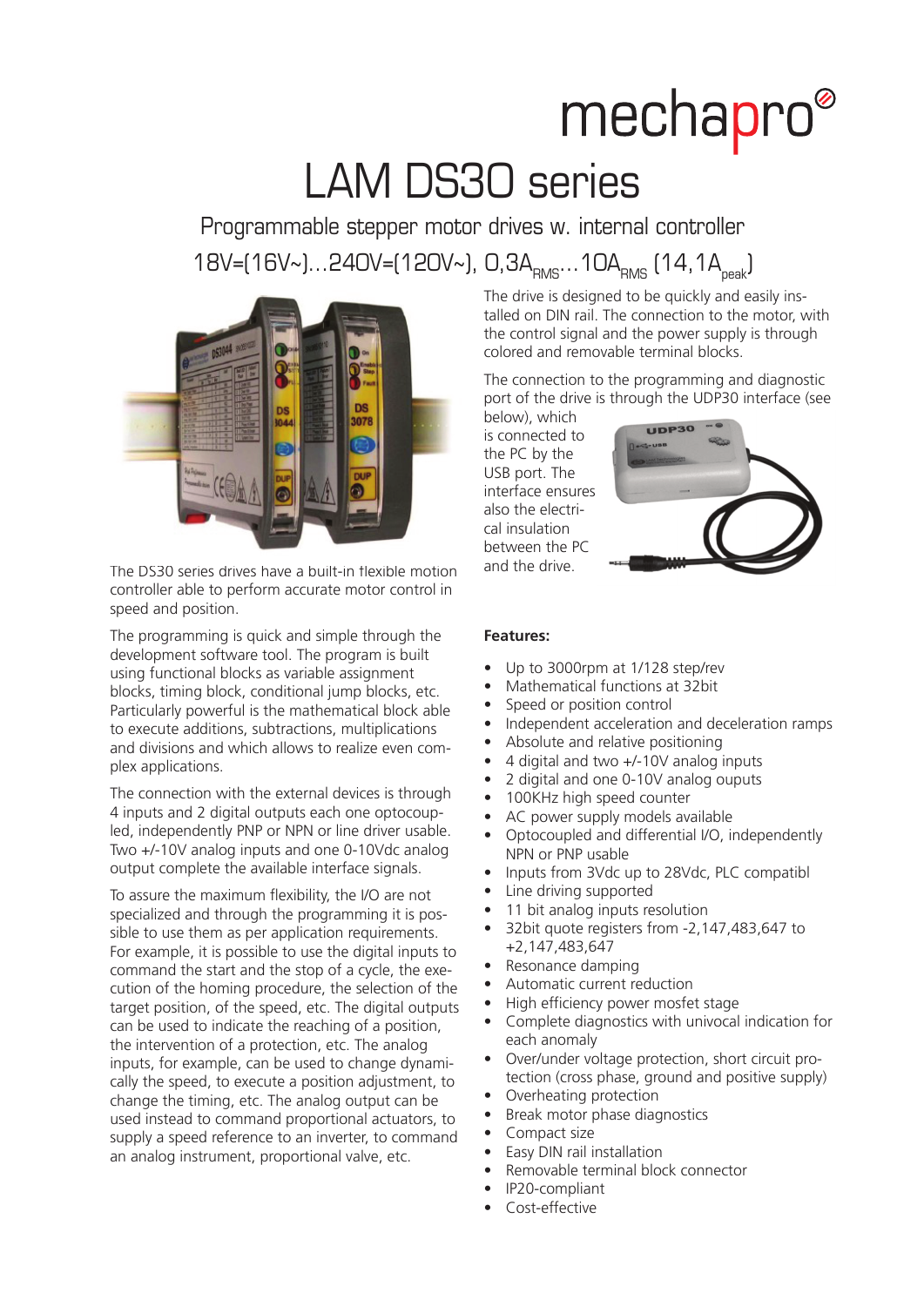mechapro

# LAM DS30 series

## Programmable stepper motor drives w. internal controller

## 18V=(16V~)...240V=(120V~), 0,3A$_{RMS}$...10A$_{RMS}$ (14,1A$_{peak}$)

The DS30 series drives have a built-in flexible motion controller able to perform accurate motor control in speed and position.

The programming is quick and simple through the development software tool. The program is built using functional blocks as variable assignment blocks, timing block, conditional jump blocks, etc. Particularly powerful is the mathematical block able to execute additions, subtractions, multiplications and divisions and which allows to realize even complex applications.

The connection with the external devices is through 4 inputs and 2 digital outputs each one optocoupled, independently PNP or NPN or line driver usable. Two +/-10V analog inputs and one 0-10Vdc analog output complete the available interface signals.

To assure the maximum flexibility, the I/O are not specialized and through the programming it is possible to use them as per application requirements. For example, it is possible to use the digital inputs to command the start and the stop of a cycle, the execution of the homing procedure, the selection of the target position, of the speed, etc. The digital outputs can be used to indicate the reaching of a position, the intervention of a protection, etc. The analog inputs, for example, can be used to change dynamically the speed, to execute a position adjustment, to change the timing, etc. The analog output can be used instead to command proportional actuators, to supply a speed reference to an inverter, to command an analog instrument, proportional valve, etc.

The drive is designed to be quickly and easily installed on DIN rail. The connection to the motor, with the control signal and the power supply is through colored and removable terminal blocks.

The connection to the programming and diagnostic port of the drive is through the UDP30 interface (see below), which is connected to the PC by the USB port. The interface ensures also the electrical insulation between the PC and the drive.

**Features:**

- Up to 3000rpm at 1/128 step/rev
- Mathematical functions at 32bit
- Speed or position control
- Independent acceleration and deceleration ramps
- Absolute and relative positioning
- 4 digital and two +/-10V analog inputs
- 2 digital and one 0-10V analog ouputs
- 100KHz high speed counter
- AC power supply models available
- Optocoupled and differential I/O, independently NPN or PNP usable
- Inputs from 3Vdc up to 28Vdc, PLC compatibl
- Line driving supported
- 11 bit analog inputs resolution
- 32bit quote registers from -2,147,483,647 to +2,147,483,647
- Resonance damping
- Automatic current reduction
- High efficiency power mosfet stage
- Complete diagnostics with univocal indication for each anomaly
- Over/under voltage protection, short circuit protection (cross phase, ground and positive supply)
- Overheating protection
- Break motor phase diagnostics
- Compact size
- Easy DIN rail installation
- Removable terminal block connector
- IP20-compliant
- Cost-effective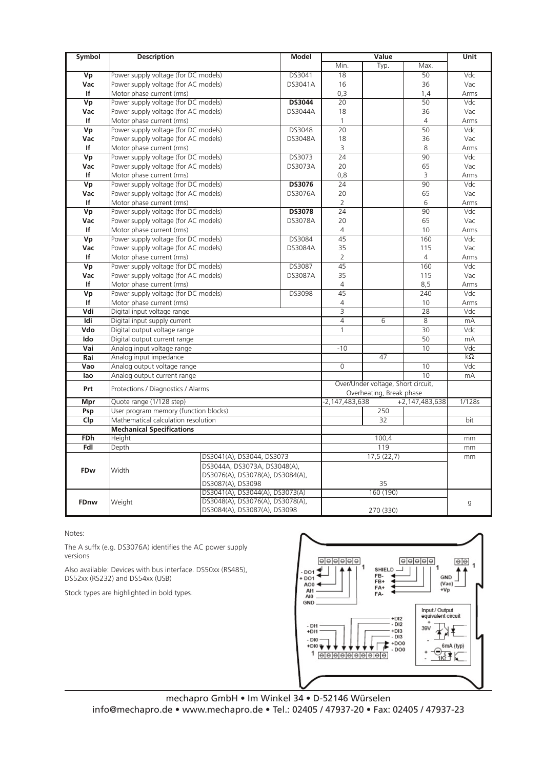| Symbol | Description | | Model | Value | | | Unit |
|---|---|---|---|---|---|---|---|
| | | | | Min. | Typ. | Max. | |
| **Vp** | Power supply voltage (for DC models) | | DS3041 | 18 | | 50 | Vdc |
| **Vac** | Power supply voltage (for AC models) | | DS3041A | 16 | | 36 | Vac |
| **If** | Motor phase current (rms) | | | 0,3 | | 1,4 | Arms |
| **Vp** | Power supply voltage (for DC models) | | **DS3044** | 20 | | 50 | Vdc |
| **Vac** | Power supply voltage (for AC models) | | DS3044A | 18 | | 36 | Vac |
| **If** | Motor phase current (rms) | | | 1 | | 4 | Arms |
| **Vp** | Power supply voltage (for DC models) | | DS3048 | 20 | | 50 | Vdc |
| **Vac** | Power supply voltage (for AC models) | | DS3048A | 18 | | 36 | Vac |
| **If** | Motor phase current (rms) | | | 3 | | 8 | Arms |
| **Vp** | Power supply voltage (for DC models) | | DS3073 | 24 | | 90 | Vdc |
| **Vac** | Power supply voltage (for AC models) | | DS3073A | 20 | | 65 | Vac |
| **If** | Motor phase current (rms) | | | 0,8 | | 3 | Arms |
| **Vp** | Power supply voltage (for DC models) | | **DS3076** | 24 | | 90 | Vdc |
| **Vac** | Power supply voltage (for AC models) | | DS3076A | 20 | | 65 | Vac |
| **If** | Motor phase current (rms) | | | 2 | | 6 | Arms |
| **Vp** | Power supply voltage (for DC models) | | **DS3078** | 24 | | 90 | Vdc |
| **Vac** | Power supply voltage (for AC models) | | DS3078A | 20 | | 65 | Vac |
| **If** | Motor phase current (rms) | | | 4 | | 10 | Arms |
| **Vp** | Power supply voltage (for DC models) | | DS3084 | 45 | | 160 | Vdc |
| **Vac** | Power supply voltage (for AC models) | | DS3084A | 35 | | 115 | Vac |
| **If** | Motor phase current (rms) | | | 2 | | 4 | Arms |
| **Vp** | Power supply voltage (for DC models) | | DS3087 | 45 | | 160 | Vdc |
| **Vac** | Power supply voltage (for AC models) | | DS3087A | 35 | | 115 | Vac |
| **If** | Motor phase current (rms) | | | 4 | | 8,5 | Arms |
| **Vp** | Power supply voltage (for DC models) | | DS3098 | 45 | | 240 | Vdc |
| **If** | Motor phase current (rms) | | | 4 | | 10 | Arms |
| **Vdi** | Digital input voltage range | | | 3 | | 28 | Vdc |
| **Idi** | Digital input supply current | | | 4 | 6 | 8 | mA |
| **Vdo** | Digital output voltage range | | | 1 | | 30 | Vdc |
| **Ido** | Digital output current range | | | | | 50 | mA |
| **Vai** | Analog input voltage range | | | -10 | | 10 | Vdc |
| **Rai** | Analog input impedance | | | | 47 | | kΩ |
| **Vao** | Analog output voltage range | | | 0 | | 10 | Vdc |
| **Iao** | Analog output current range | | | | | 10 | mA |
| **Prt** | Protections / Diagnostics / Alarms | | | Over/Under voltage, Short circuit, Overheating, Break phase | | | |
| **Mpr** | Quote range (1/128 step) | | | -2,147,483,638 | | +2,147,483,638 | 1/128s |
| **Psp** | User program memory (function blocks) | | | | 250 | | |
| **Clp** | Mathematical calculation resolution | | | | 32 | | bit |
| | **Mechanical Specifications** | | | | | | |
| **FDh** | Height | | | | 100,4 | | mm |
| **Fdl** | Depth | | | | 119 | | mm |
| **FDw** | Width | DS3041(A), DS3044, DS3073 | | | 17,5 (22,7) | | mm |
| | | DS3044A, DS3073A, DS3048(A), DS3076(A), DS3078(A), DS3084(A), DS3087(A), DS3098 | | | 35 | | |
| **FDnw** | Weight | DS3041(A), DS3044(A), DS3073(A) | | | 160 (190) | | g |
| | | DS3048(A), DS3076(A), DS3078(A), DS3084(A), DS3087(A), DS3098 | | | 270 (330) | | |

Notes:

The A suffix (e.g. DS3076A) identifies the AC power supply versions

Also available: Devices with bus interface. DS50xx (RS485), DS52xx (RS232) and DS54xx (USB)

Stock types are highlighted in bold types.

- DO1
+ DO1
AO0
AI1
AI0
GND
1
SHIELD
FB-
FB+
FA+
FA-
1
GND
(Vac)
+Vp
1
- DI1
+DI1
- DI0
+DI0
1
+DI2
- DI2
+DI3
- DI3
+DO0
- DO0
Input / Output equivalent circuit
39V
6mA (typ)
1K

mechapro GmbH • Im Winkel 34 • D-52146 Würselen
info@mechapro.de • www.mechapro.de • Tel.: 02405 / 47937-20 • Fax: 02405 / 47937-23